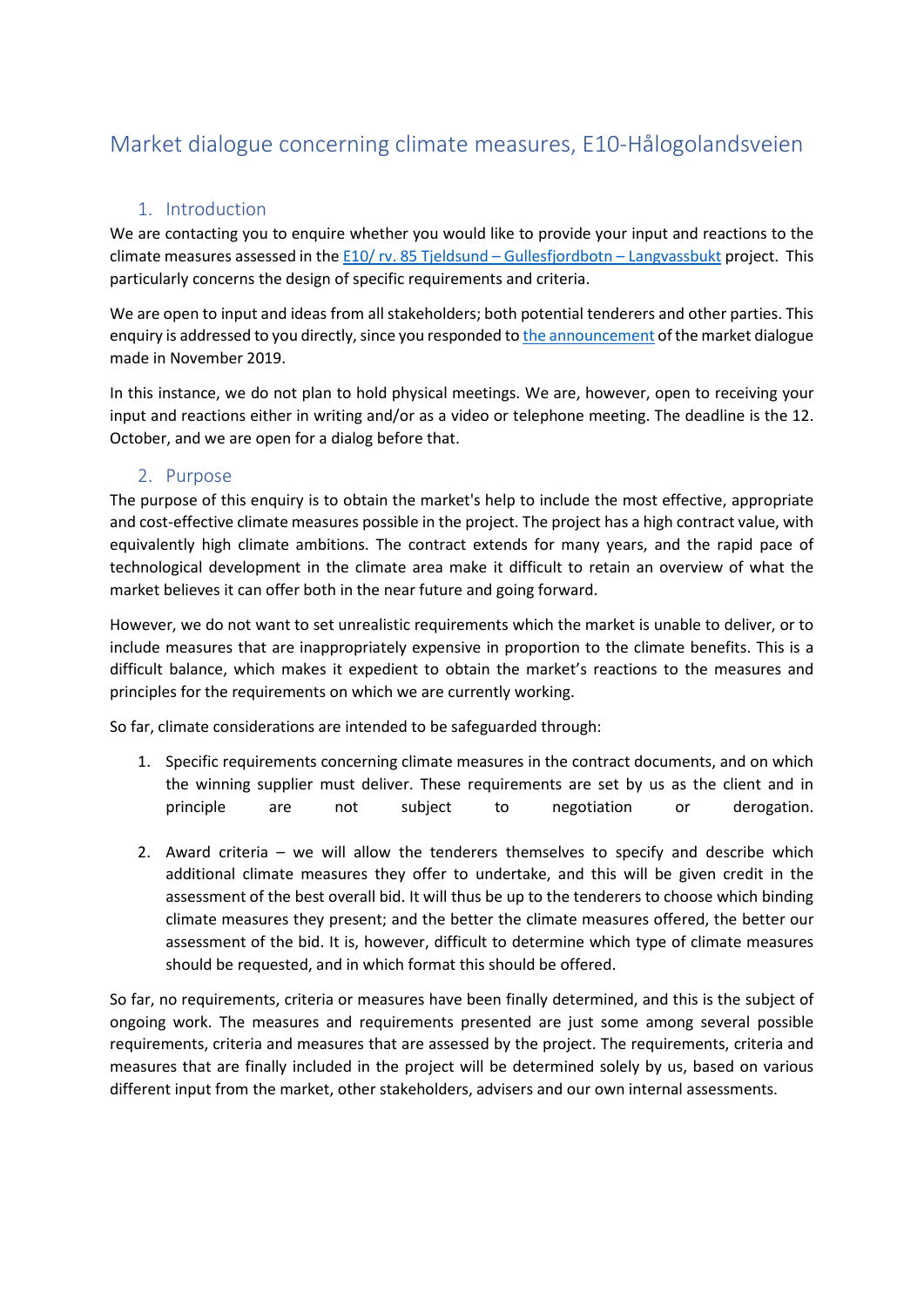# Market dialogue concerning climate measures, E10-Hålogolandsveien

## 1. Introduction

We are contacting you to enquire whether you would like to provide your input and reactions to the climate measures assessed in the E10/ rv. 85 Tjeldsund – Gullesfjordbotn – Langvassbukt project. This particularly concerns the design of specific requirements and criteria.

We are open to input and ideas from all stakeholders; both potential tenderers and other parties. This enquiry is addressed to you directly, since you responded to the announcement of the market dialogue made in November 2019.

In this instance, we do not plan to hold physical meetings. We are, however, open to receiving your input and reactions either in writing and/or as a video or telephone meeting. The deadline is the 12. October, and we are open for a dialog before that.

## 2. Purpose

The purpose of this enquiry is to obtain the market's help to include the most effective, appropriate and cost-effective climate measures possible in the project. The project has a high contract value, with equivalently high climate ambitions. The contract extends for many years, and the rapid pace of technological development in the climate area make it difficult to retain an overview of what the market believes it can offer both in the near future and going forward.

However, we do not want to set unrealistic requirements which the market is unable to deliver, or to include measures that are inappropriately expensive in proportion to the climate benefits. This is a difficult balance, which makes it expedient to obtain the market's reactions to the measures and principles for the requirements on which we are currently working.

So far, climate considerations are intended to be safeguarded through:

1. Specific requirements concerning climate measures in the contract documents, and on which the winning supplier must deliver. These requirements are set by us as the client and in principle are not subject to negotiation or derogation.

2. Award criteria – we will allow the tenderers themselves to specify and describe which additional climate measures they offer to undertake, and this will be given credit in the assessment of the best overall bid. It will thus be up to the tenderers to choose which binding climate measures they present; and the better the climate measures offered, the better our assessment of the bid. It is, however, difficult to determine which type of climate measures should be requested, and in which format this should be offered.

So far, no requirements, criteria or measures have been finally determined, and this is the subject of ongoing work. The measures and requirements presented are just some among several possible requirements, criteria and measures that are assessed by the project. The requirements, criteria and measures that are finally included in the project will be determined solely by us, based on various different input from the market, other stakeholders, advisers and our own internal assessments.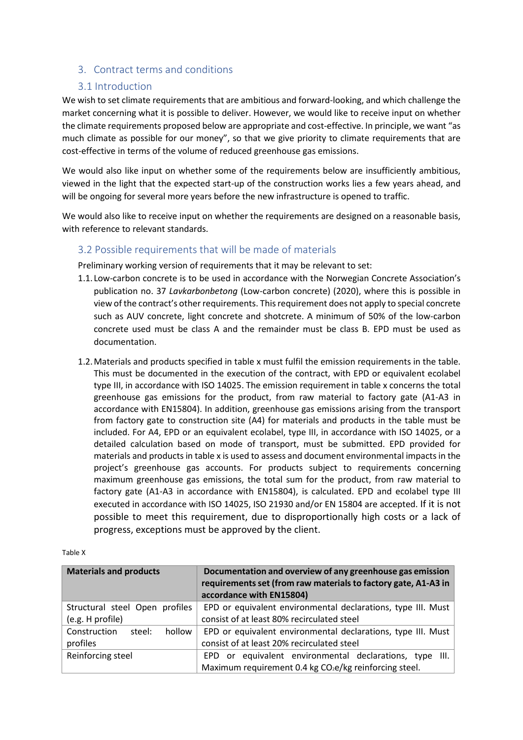# 3. Contract terms and conditions

## 3.1 Introduction

We wish to set climate requirements that are ambitious and forward-looking, and which challenge the market concerning what it is possible to deliver. However, we would like to receive input on whether the climate requirements proposed below are appropriate and cost-effective. In principle, we want "as much climate as possible for our money", so that we give priority to climate requirements that are cost-effective in terms of the volume of reduced greenhouse gas emissions.

We would also like input on whether some of the requirements below are insufficiently ambitious, viewed in the light that the expected start-up of the construction works lies a few years ahead, and will be ongoing for several more years before the new infrastructure is opened to traffic.

We would also like to receive input on whether the requirements are designed on a reasonable basis, with reference to relevant standards.

## 3.2 Possible requirements that will be made of materials

Preliminary working version of requirements that it may be relevant to set:

1.1. Low-carbon concrete is to be used in accordance with the Norwegian Concrete Association's publication no. 37 *Lavkarbonbetong* (Low-carbon concrete) (2020), where this is possible in view of the contract's other requirements. This requirement does not apply to special concrete such as AUV concrete, light concrete and shotcrete. A minimum of 50% of the low-carbon concrete used must be class A and the remainder must be class B. EPD must be used as documentation.

1.2. Materials and products specified in table x must fulfil the emission requirements in the table. This must be documented in the execution of the contract, with EPD or equivalent ecolabel type III, in accordance with ISO 14025. The emission requirement in table x concerns the total greenhouse gas emissions for the product, from raw material to factory gate (A1-A3 in accordance with EN15804). In addition, greenhouse gas emissions arising from the transport from factory gate to construction site (A4) for materials and products in the table must be included. For A4, EPD or an equivalent ecolabel, type III, in accordance with ISO 14025, or a detailed calculation based on mode of transport, must be submitted. EPD provided for materials and products in table x is used to assess and document environmental impacts in the project's greenhouse gas accounts. For products subject to requirements concerning maximum greenhouse gas emissions, the total sum for the product, from raw material to factory gate (A1-A3 in accordance with EN15804), is calculated. EPD and ecolabel type III executed in accordance with ISO 14025, ISO 21930 and/or EN 15804 are accepted. If it is not possible to meet this requirement, due to disproportionally high costs or a lack of progress, exceptions must be approved by the client.

Table X

| Materials and products | Documentation and overview of any greenhouse gas emission requirements set (from raw materials to factory gate, A1-A3 in accordance with EN15804) |
|---|---|
| Structural steel Open profiles (e.g. H profile) | EPD or equivalent environmental declarations, type III. Must consist of at least 80% recirculated steel |
| Construction steel: hollow profiles | EPD or equivalent environmental declarations, type III. Must consist of at least 20% recirculated steel |
| Reinforcing steel | EPD or equivalent environmental declarations, type III. Maximum requirement 0.4 kg $CO_2e$/kg reinforcing steel. |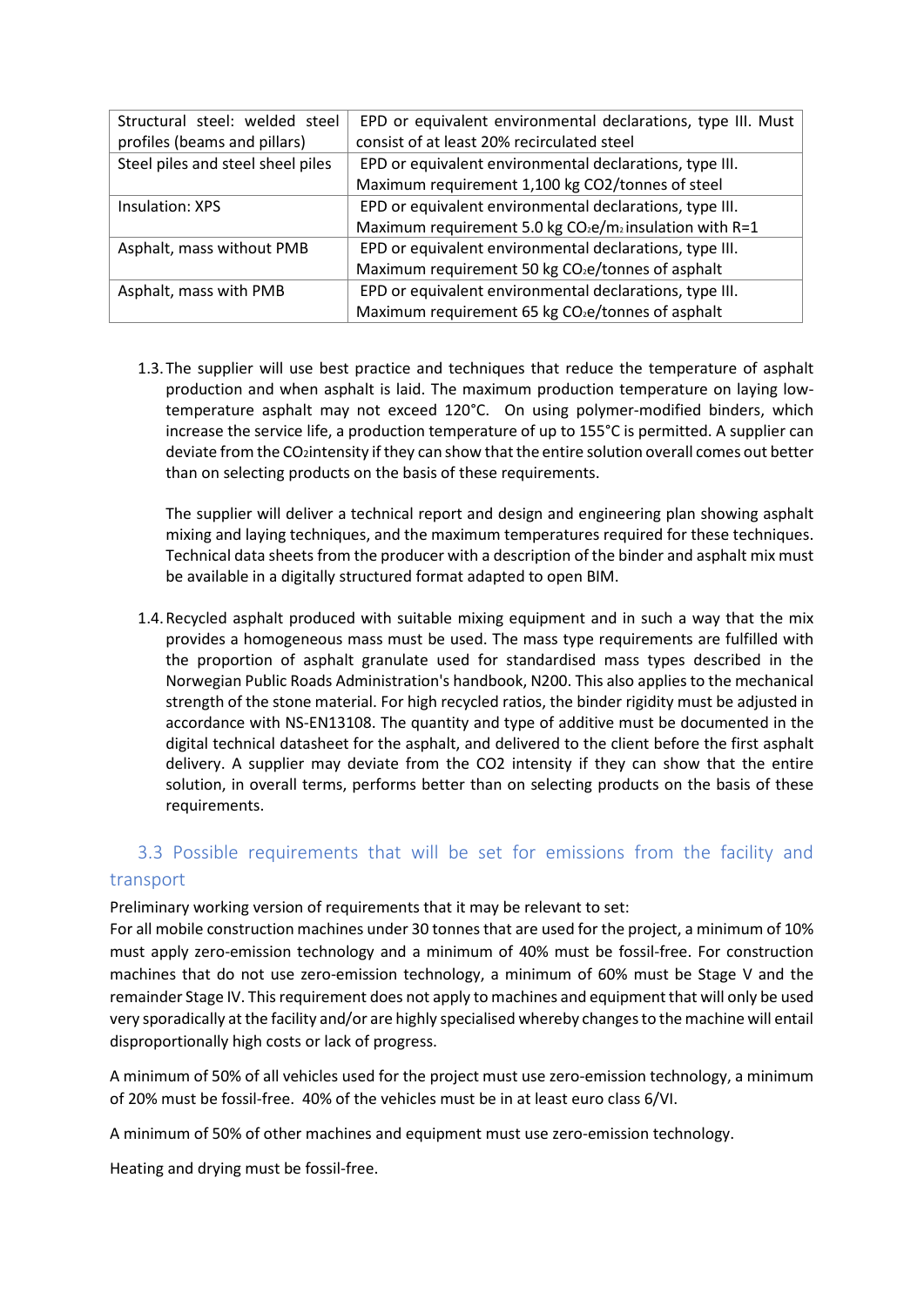| Structural steel: welded steel profiles (beams and pillars) | EPD or equivalent environmental declarations, type III. Must consist of at least 20% recirculated steel |
|---|---|
| Steel piles and steel sheel piles | EPD or equivalent environmental declarations, type III. Maximum requirement 1,100 kg CO2/tonnes of steel |
| Insulation: XPS | EPD or equivalent environmental declarations, type III. Maximum requirement 5.0 kg $CO_2e/m_2$ insulation with R=1 |
| Asphalt, mass without PMB | EPD or equivalent environmental declarations, type III. Maximum requirement 50 kg $CO_2e$/tonnes of asphalt |
| Asphalt, mass with PMB | EPD or equivalent environmental declarations, type III. Maximum requirement 65 kg $CO_2e$/tonnes of asphalt |

1.3. The supplier will use best practice and techniques that reduce the temperature of asphalt production and when asphalt is laid. The maximum production temperature on laying low-temperature asphalt may not exceed 120°C. On using polymer-modified binders, which increase the service life, a production temperature of up to 155°C is permitted. A supplier can deviate from the $CO_2$intensity if they can show that the entire solution overall comes out better than on selecting products on the basis of these requirements.

   The supplier will deliver a technical report and design and engineering plan showing asphalt mixing and laying techniques, and the maximum temperatures required for these techniques. Technical data sheets from the producer with a description of the binder and asphalt mix must be available in a digitally structured format adapted to open BIM.

1.4. Recycled asphalt produced with suitable mixing equipment and in such a way that the mix provides a homogeneous mass must be used. The mass type requirements are fulfilled with the proportion of asphalt granulate used for standardised mass types described in the Norwegian Public Roads Administration's handbook, N200. This also applies to the mechanical strength of the stone material. For high recycled ratios, the binder rigidity must be adjusted in accordance with NS-EN13108. The quantity and type of additive must be documented in the digital technical datasheet for the asphalt, and delivered to the client before the first asphalt delivery. A supplier may deviate from the CO2 intensity if they can show that the entire solution, in overall terms, performs better than on selecting products on the basis of these requirements.

## 3.3 Possible requirements that will be set for emissions from the facility and transport

Preliminary working version of requirements that it may be relevant to set:
For all mobile construction machines under 30 tonnes that are used for the project, a minimum of 10% must apply zero-emission technology and a minimum of 40% must be fossil-free. For construction machines that do not use zero-emission technology, a minimum of 60% must be Stage V and the remainder Stage IV. This requirement does not apply to machines and equipment that will only be used very sporadically at the facility and/or are highly specialised whereby changes to the machine will entail disproportionally high costs or lack of progress.

A minimum of 50% of all vehicles used for the project must use zero-emission technology, a minimum of 20% must be fossil-free. 40% of the vehicles must be in at least euro class 6/VI.

A minimum of 50% of other machines and equipment must use zero-emission technology.

Heating and drying must be fossil-free.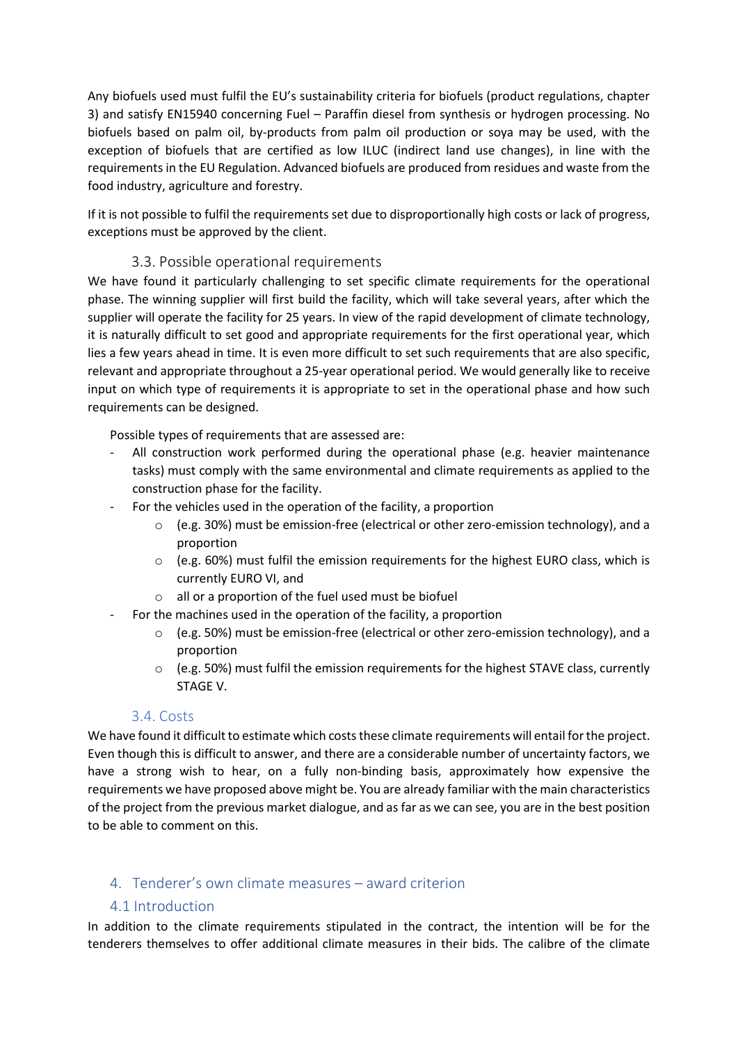Any biofuels used must fulfil the EU's sustainability criteria for biofuels (product regulations, chapter 3) and satisfy EN15940 concerning Fuel – Paraffin diesel from synthesis or hydrogen processing. No biofuels based on palm oil, by-products from palm oil production or soya may be used, with the exception of biofuels that are certified as low ILUC (indirect land use changes), in line with the requirements in the EU Regulation. Advanced biofuels are produced from residues and waste from the food industry, agriculture and forestry.

If it is not possible to fulfil the requirements set due to disproportionally high costs or lack of progress, exceptions must be approved by the client.

### 3.3. Possible operational requirements

We have found it particularly challenging to set specific climate requirements for the operational phase. The winning supplier will first build the facility, which will take several years, after which the supplier will operate the facility for 25 years. In view of the rapid development of climate technology, it is naturally difficult to set good and appropriate requirements for the first operational year, which lies a few years ahead in time. It is even more difficult to set such requirements that are also specific, relevant and appropriate throughout a 25-year operational period. We would generally like to receive input on which type of requirements it is appropriate to set in the operational phase and how such requirements can be designed.

Possible types of requirements that are assessed are:

- All construction work performed during the operational phase (e.g. heavier maintenance tasks) must comply with the same environmental and climate requirements as applied to the construction phase for the facility.
- For the vehicles used in the operation of the facility, a proportion
  - (e.g. 30%) must be emission-free (electrical or other zero-emission technology), and a proportion
  - (e.g. 60%) must fulfil the emission requirements for the highest EURO class, which is currently EURO VI, and
  - all or a proportion of the fuel used must be biofuel
- For the machines used in the operation of the facility, a proportion
  - (e.g. 50%) must be emission-free (electrical or other zero-emission technology), and a proportion
  - (e.g. 50%) must fulfil the emission requirements for the highest STAVE class, currently STAGE V.

### 3.4. Costs

We have found it difficult to estimate which costs these climate requirements will entail for the project. Even though this is difficult to answer, and there are a considerable number of uncertainty factors, we have a strong wish to hear, on a fully non-binding basis, approximately how expensive the requirements we have proposed above might be. You are already familiar with the main characteristics of the project from the previous market dialogue, and as far as we can see, you are in the best position to be able to comment on this.

## 4. Tenderer's own climate measures – award criterion

### 4.1 Introduction

In addition to the climate requirements stipulated in the contract, the intention will be for the tenderers themselves to offer additional climate measures in their bids. The calibre of the climate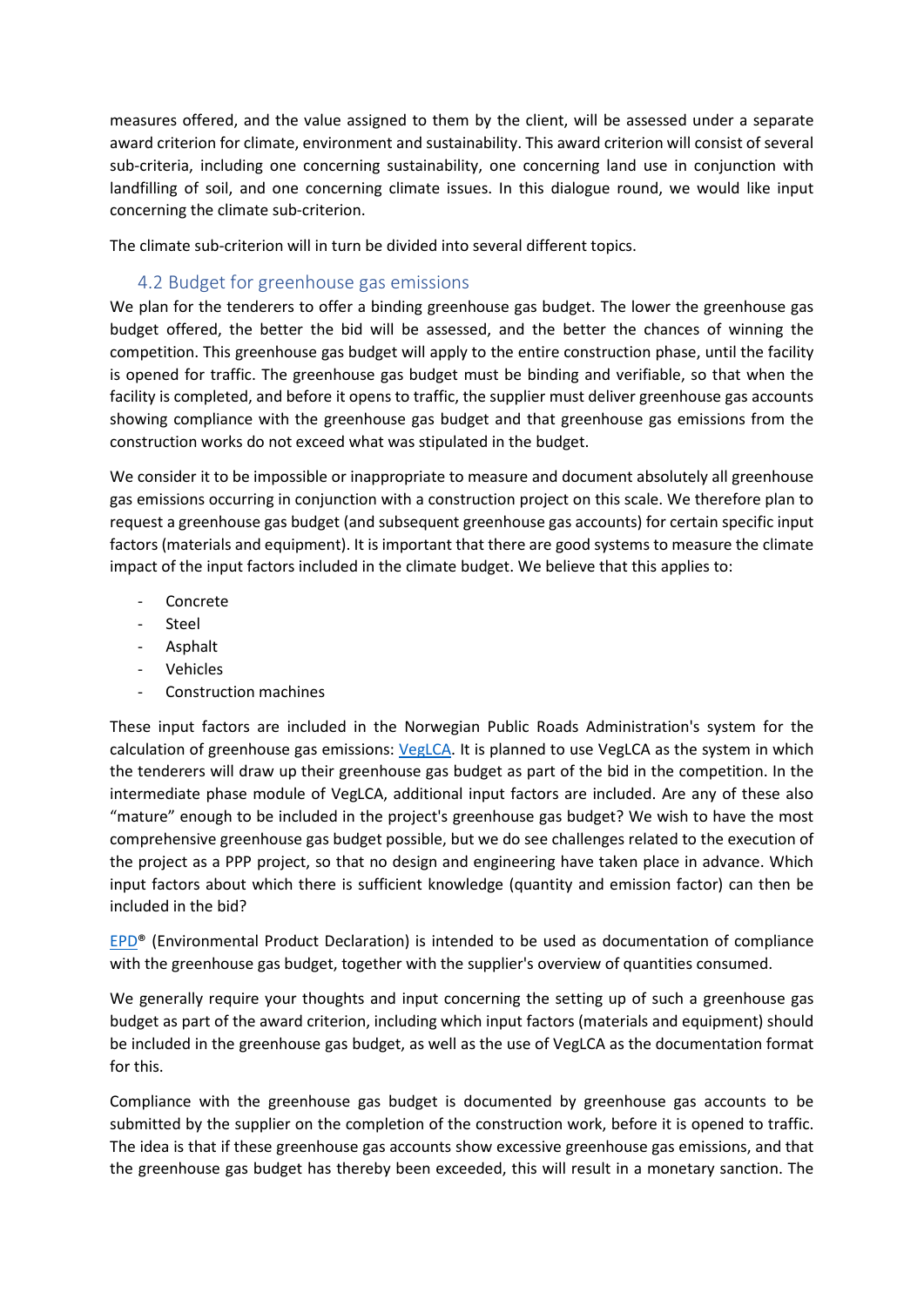measures offered, and the value assigned to them by the client, will be assessed under a separate award criterion for climate, environment and sustainability. This award criterion will consist of several sub-criteria, including one concerning sustainability, one concerning land use in conjunction with landfilling of soil, and one concerning climate issues. In this dialogue round, we would like input concerning the climate sub-criterion.

The climate sub-criterion will in turn be divided into several different topics.

## 4.2 Budget for greenhouse gas emissions

We plan for the tenderers to offer a binding greenhouse gas budget. The lower the greenhouse gas budget offered, the better the bid will be assessed, and the better the chances of winning the competition. This greenhouse gas budget will apply to the entire construction phase, until the facility is opened for traffic. The greenhouse gas budget must be binding and verifiable, so that when the facility is completed, and before it opens to traffic, the supplier must deliver greenhouse gas accounts showing compliance with the greenhouse gas budget and that greenhouse gas emissions from the construction works do not exceed what was stipulated in the budget.

We consider it to be impossible or inappropriate to measure and document absolutely all greenhouse gas emissions occurring in conjunction with a construction project on this scale. We therefore plan to request a greenhouse gas budget (and subsequent greenhouse gas accounts) for certain specific input factors (materials and equipment). It is important that there are good systems to measure the climate impact of the input factors included in the climate budget. We believe that this applies to:

- Concrete
- Steel
- Asphalt
- Vehicles
- Construction machines

These input factors are included in the Norwegian Public Roads Administration's system for the calculation of greenhouse gas emissions: VegLCA. It is planned to use VegLCA as the system in which the tenderers will draw up their greenhouse gas budget as part of the bid in the competition. In the intermediate phase module of VegLCA, additional input factors are included. Are any of these also "mature" enough to be included in the project's greenhouse gas budget? We wish to have the most comprehensive greenhouse gas budget possible, but we do see challenges related to the execution of the project as a PPP project, so that no design and engineering have taken place in advance. Which input factors about which there is sufficient knowledge (quantity and emission factor) can then be included in the bid?

EPD® (Environmental Product Declaration) is intended to be used as documentation of compliance with the greenhouse gas budget, together with the supplier's overview of quantities consumed.

We generally require your thoughts and input concerning the setting up of such a greenhouse gas budget as part of the award criterion, including which input factors (materials and equipment) should be included in the greenhouse gas budget, as well as the use of VegLCA as the documentation format for this.

Compliance with the greenhouse gas budget is documented by greenhouse gas accounts to be submitted by the supplier on the completion of the construction work, before it is opened to traffic. The idea is that if these greenhouse gas accounts show excessive greenhouse gas emissions, and that the greenhouse gas budget has thereby been exceeded, this will result in a monetary sanction. The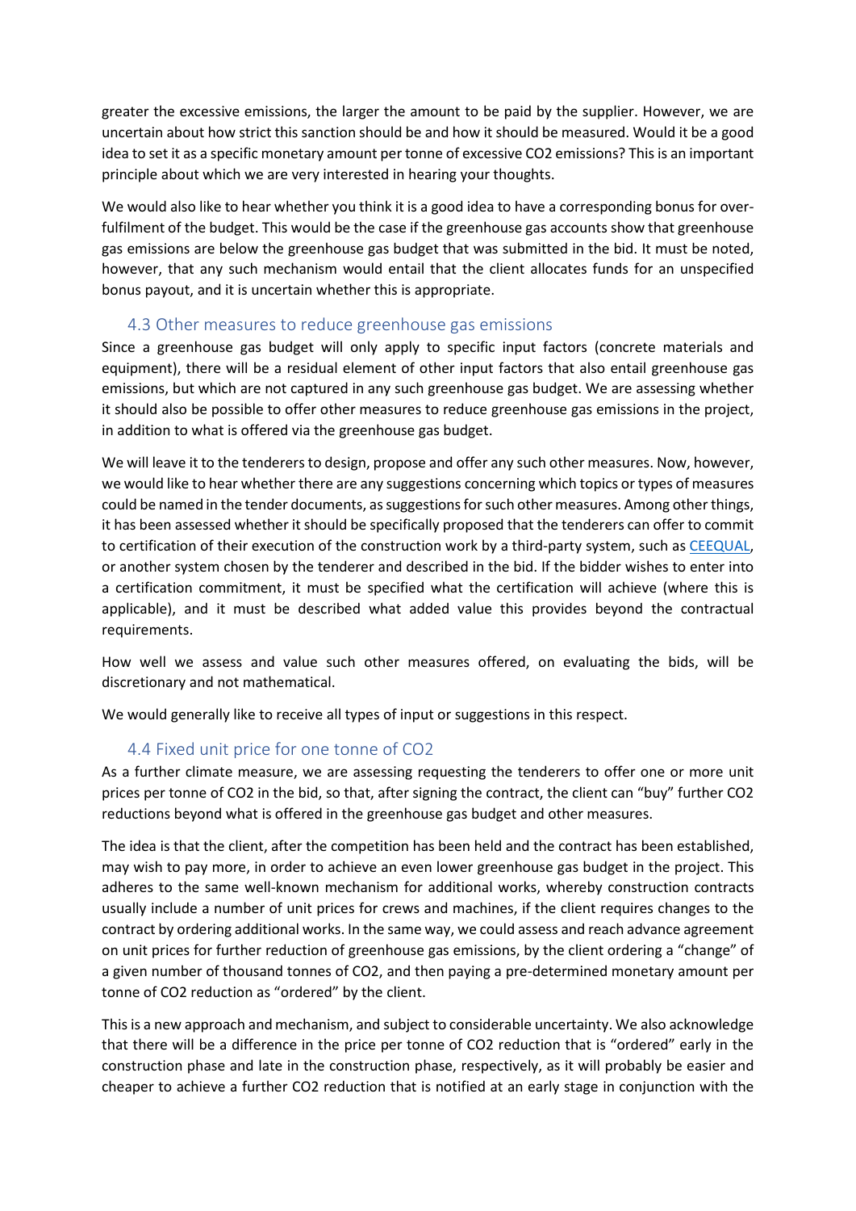greater the excessive emissions, the larger the amount to be paid by the supplier. However, we are uncertain about how strict this sanction should be and how it should be measured. Would it be a good idea to set it as a specific monetary amount per tonne of excessive $CO_2$ emissions? This is an important principle about which we are very interested in hearing your thoughts.

We would also like to hear whether you think it is a good idea to have a corresponding bonus for over-fulfilment of the budget. This would be the case if the greenhouse gas accounts show that greenhouse gas emissions are below the greenhouse gas budget that was submitted in the bid. It must be noted, however, that any such mechanism would entail that the client allocates funds for an unspecified bonus payout, and it is uncertain whether this is appropriate.

### 4.3 Other measures to reduce greenhouse gas emissions

Since a greenhouse gas budget will only apply to specific input factors (concrete materials and equipment), there will be a residual element of other input factors that also entail greenhouse gas emissions, but which are not captured in any such greenhouse gas budget. We are assessing whether it should also be possible to offer other measures to reduce greenhouse gas emissions in the project, in addition to what is offered via the greenhouse gas budget.

We will leave it to the tenderers to design, propose and offer any such other measures. Now, however, we would like to hear whether there are any suggestions concerning which topics or types of measures could be named in the tender documents, as suggestions for such other measures. Among other things, it has been assessed whether it should be specifically proposed that the tenderers can offer to commit to certification of their execution of the construction work by a third-party system, such as CEEQUAL, or another system chosen by the tenderer and described in the bid. If the bidder wishes to enter into a certification commitment, it must be specified what the certification will achieve (where this is applicable), and it must be described what added value this provides beyond the contractual requirements.

How well we assess and value such other measures offered, on evaluating the bids, will be discretionary and not mathematical.

We would generally like to receive all types of input or suggestions in this respect.

### 4.4 Fixed unit price for one tonne of $CO_2$

As a further climate measure, we are assessing requesting the tenderers to offer one or more unit prices per tonne of $CO_2$ in the bid, so that, after signing the contract, the client can "buy" further $CO_2$ reductions beyond what is offered in the greenhouse gas budget and other measures.

The idea is that the client, after the competition has been held and the contract has been established, may wish to pay more, in order to achieve an even lower greenhouse gas budget in the project. This adheres to the same well-known mechanism for additional works, whereby construction contracts usually include a number of unit prices for crews and machines, if the client requires changes to the contract by ordering additional works. In the same way, we could assess and reach advance agreement on unit prices for further reduction of greenhouse gas emissions, by the client ordering a "change" of a given number of thousand tonnes of $CO_2$, and then paying a pre-determined monetary amount per tonne of $CO_2$ reduction as "ordered" by the client.

This is a new approach and mechanism, and subject to considerable uncertainty. We also acknowledge that there will be a difference in the price per tonne of $CO_2$ reduction that is "ordered" early in the construction phase and late in the construction phase, respectively, as it will probably be easier and cheaper to achieve a further $CO_2$ reduction that is notified at an early stage in conjunction with the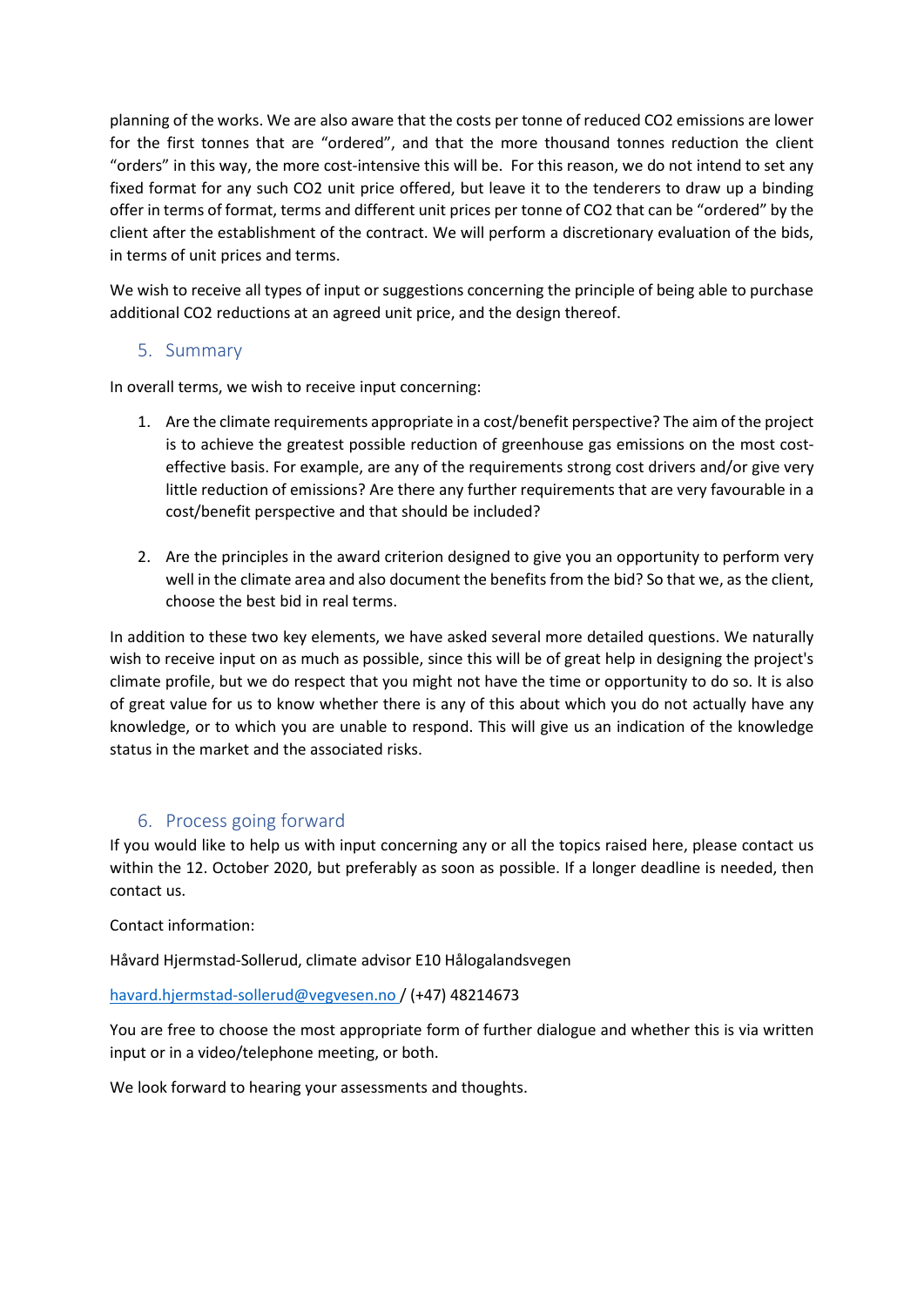planning of the works. We are also aware that the costs per tonne of reduced CO2 emissions are lower for the first tonnes that are "ordered", and that the more thousand tonnes reduction the client "orders" in this way, the more cost-intensive this will be. For this reason, we do not intend to set any fixed format for any such CO2 unit price offered, but leave it to the tenderers to draw up a binding offer in terms of format, terms and different unit prices per tonne of CO2 that can be "ordered" by the client after the establishment of the contract. We will perform a discretionary evaluation of the bids, in terms of unit prices and terms.

We wish to receive all types of input or suggestions concerning the principle of being able to purchase additional CO2 reductions at an agreed unit price, and the design thereof.

## 5. Summary

In overall terms, we wish to receive input concerning:

1. Are the climate requirements appropriate in a cost/benefit perspective? The aim of the project is to achieve the greatest possible reduction of greenhouse gas emissions on the most cost-effective basis. For example, are any of the requirements strong cost drivers and/or give very little reduction of emissions? Are there any further requirements that are very favourable in a cost/benefit perspective and that should be included?

2. Are the principles in the award criterion designed to give you an opportunity to perform very well in the climate area and also document the benefits from the bid? So that we, as the client, choose the best bid in real terms.

In addition to these two key elements, we have asked several more detailed questions. We naturally wish to receive input on as much as possible, since this will be of great help in designing the project's climate profile, but we do respect that you might not have the time or opportunity to do so. It is also of great value for us to know whether there is any of this about which you do not actually have any knowledge, or to which you are unable to respond. This will give us an indication of the knowledge status in the market and the associated risks.

## 6. Process going forward

If you would like to help us with input concerning any or all the topics raised here, please contact us within the 12. October 2020, but preferably as soon as possible. If a longer deadline is needed, then contact us.

Contact information:

Håvard Hjermstad-Sollerud, climate advisor E10 Hålogalandsvegen

havard.hjermstad-sollerud@vegvesen.no / (+47) 48214673

You are free to choose the most appropriate form of further dialogue and whether this is via written input or in a video/telephone meeting, or both.

We look forward to hearing your assessments and thoughts.